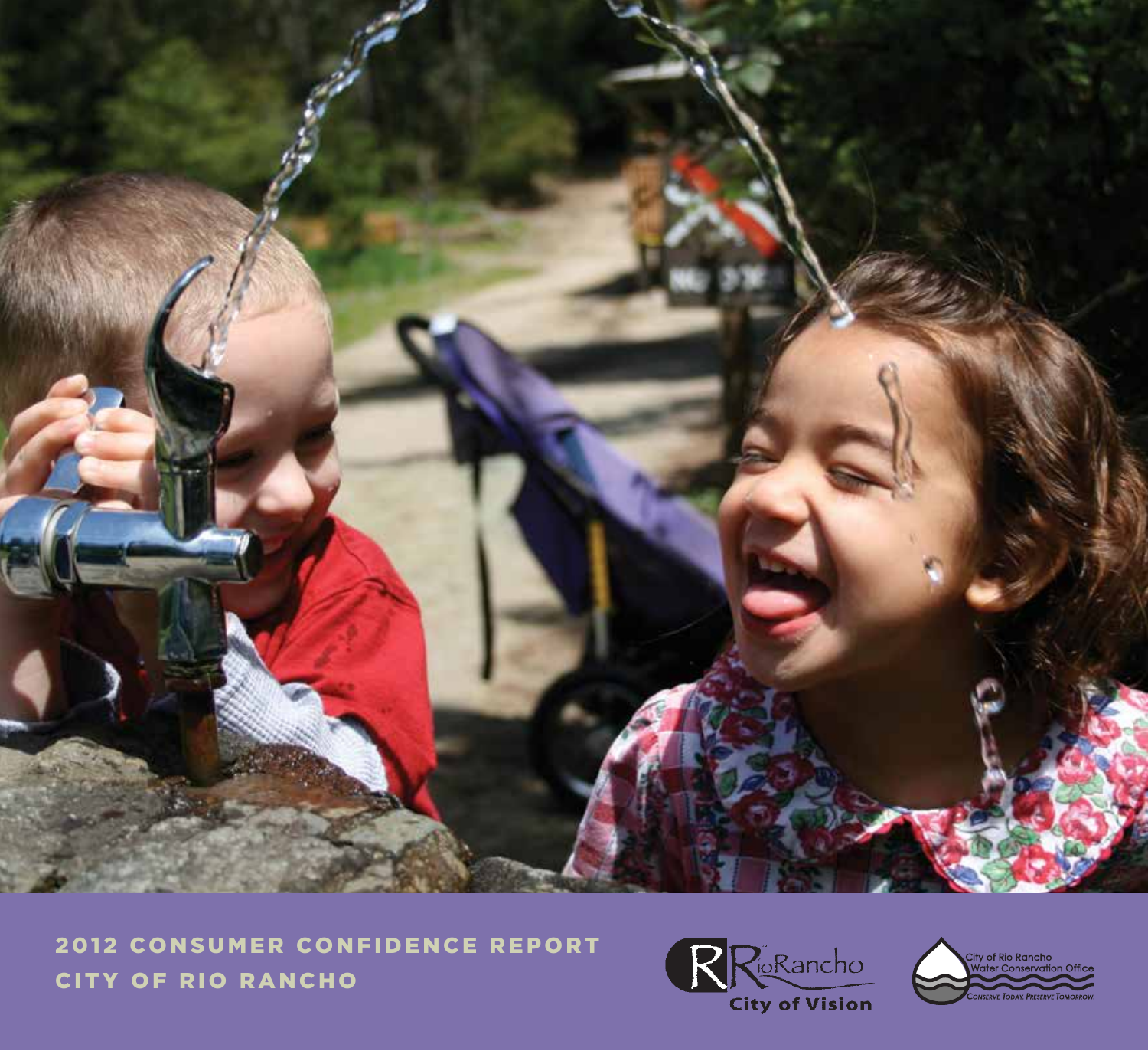# 2012 CONSUMER CONFIDENCE REPORT
# CITY OF RIO RANCHO

RioRancho City of Vision

City of Rio Rancho Water Conservation Office
CONSERVE TODAY. PRESERVE TOMORROW.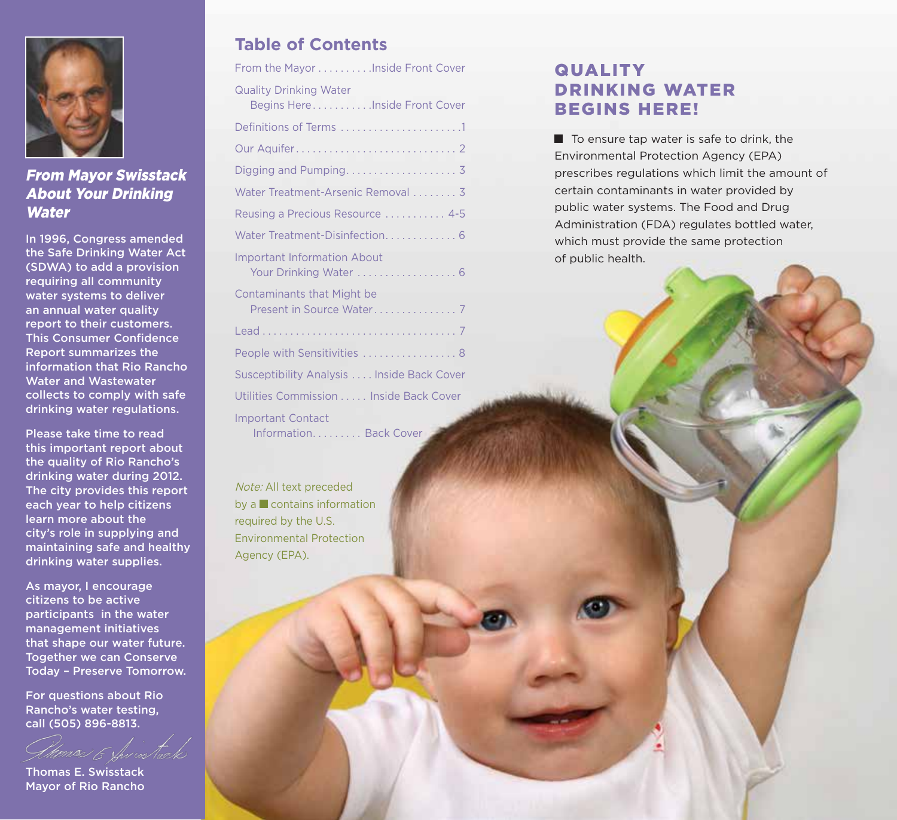## *From Mayor Swisstack About Your Drinking Water*

In 1996, Congress amended the Safe Drinking Water Act (SDWA) to add a provision requiring all community water systems to deliver an annual water quality report to their customers. This Consumer Confidence Report summarizes the information that Rio Rancho Water and Wastewater collects to comply with safe drinking water regulations.

Please take time to read this important report about the quality of Rio Rancho's drinking water during 2012. The city provides this report each year to help citizens learn more about the city's role in supplying and maintaining safe and healthy drinking water supplies.

As mayor, I encourage citizens to be active participants in the water management initiatives that shape our water future. Together we can Conserve Today – Preserve Tomorrow.

For questions about Rio Rancho's water testing, call (505) 896-8813.

Thomas E. Swisstack
Mayor of Rio Rancho

## Table of Contents

- From the Mayor . . . . . . . . . .Inside Front Cover
- Quality Drinking Water Begins Here . . . . . . . . . . .Inside Front Cover
- Definitions of Terms . . . . . . . . . . . . . . . . . . . . . .1
- Our Aquifer . . . . . . . . . . . . . . . . . . . . . . . . . . . . 2
- Digging and Pumping . . . . . . . . . . . . . . . . . . . . 3
- Water Treatment-Arsenic Removal . . . . . . . . 3
- Reusing a Precious Resource . . . . . . . . . . . 4-5
- Water Treatment-Disinfection . . . . . . . . . . . . . 6
- Important Information About Your Drinking Water . . . . . . . . . . . . . . . . . . 6
- Contaminants that Might be Present in Source Water . . . . . . . . . . . . . . . 7
- Lead . . . . . . . . . . . . . . . . . . . . . . . . . . . . . . . . . . 7
- People with Sensitivities . . . . . . . . . . . . . . . . . 8
- Susceptibility Analysis . . . . Inside Back Cover
- Utilities Commission . . . . . Inside Back Cover
- Important Contact Information. . . . . . . . . Back Cover

*Note:* All text preceded by a ■ contains information required by the U.S. Environmental Protection Agency (EPA).

## QUALITY DRINKING WATER BEGINS HERE!

■ To ensure tap water is safe to drink, the Environmental Protection Agency (EPA) prescribes regulations which limit the amount of certain contaminants in water provided by public water systems. The Food and Drug Administration (FDA) regulates bottled water, which must provide the same protection of public health.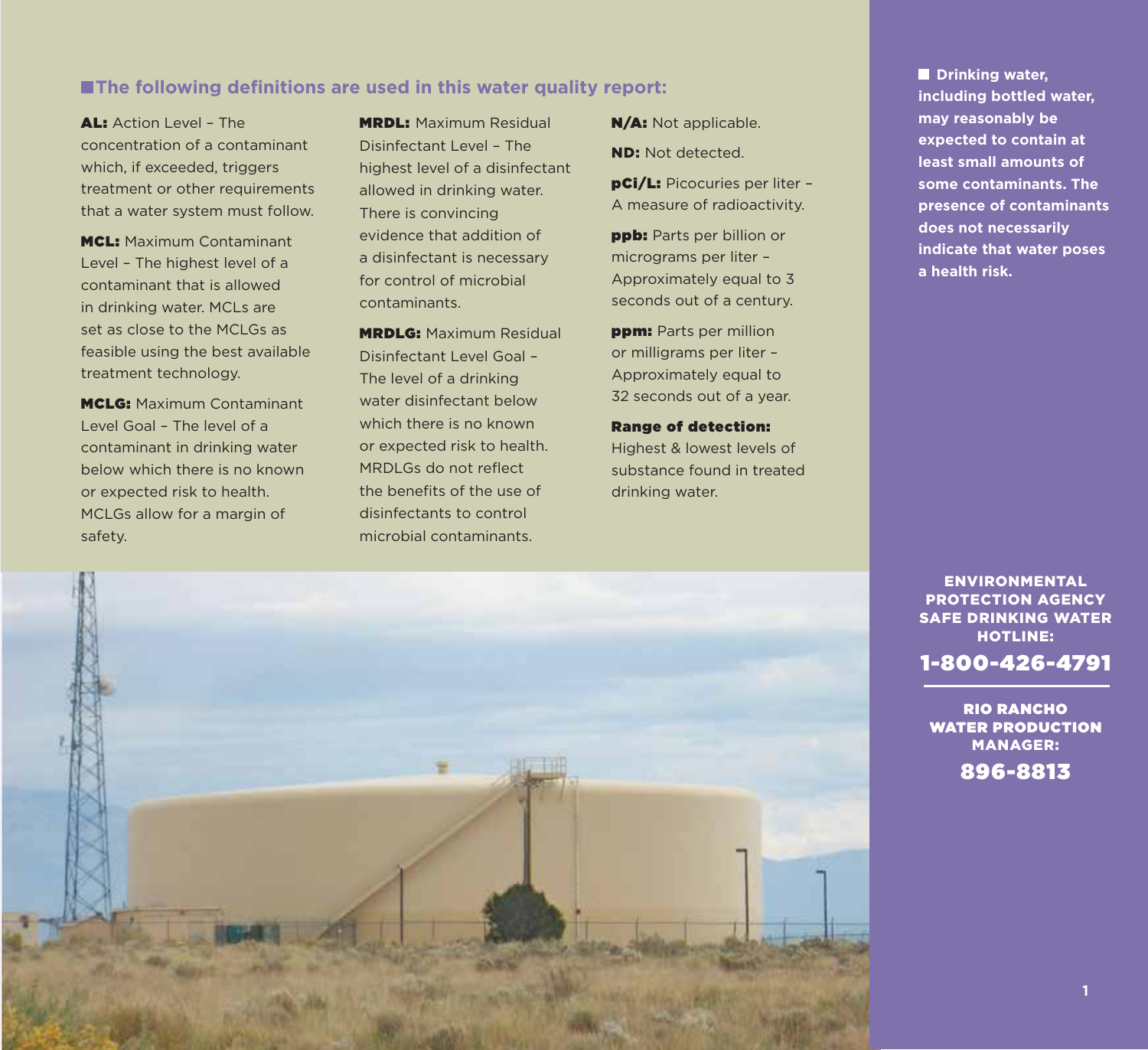## The following definitions are used in this water quality report:

**AL:** Action Level – The concentration of a contaminant which, if exceeded, triggers treatment or other requirements that a water system must follow.

**MCL:** Maximum Contaminant Level – The highest level of a contaminant that is allowed in drinking water. MCLs are set as close to the MCLGs as feasible using the best available treatment technology.

**MCLG:** Maximum Contaminant Level Goal – The level of a contaminant in drinking water below which there is no known or expected risk to health. MCLGs allow for a margin of safety.

**MRDL:** Maximum Residual Disinfectant Level – The highest level of a disinfectant allowed in drinking water. There is convincing evidence that addition of a disinfectant is necessary for control of microbial contaminants.

**MRDLG:** Maximum Residual Disinfectant Level Goal – The level of a drinking water disinfectant below which there is no known or expected risk to health. MRDLGs do not reflect the benefits of the use of disinfectants to control microbial contaminants.

**N/A:** Not applicable.

**ND:** Not detected.

**pCi/L:** Picocuries per liter – A measure of radioactivity.

**ppb:** Parts per billion or micrograms per liter – Approximately equal to 3 seconds out of a century.

**ppm:** Parts per million or milligrams per liter – Approximately equal to 32 seconds out of a year.

**Range of detection:** Highest & lowest levels of substance found in treated drinking water.

**Drinking water, including bottled water, may reasonably be expected to contain at least small amounts of some contaminants. The presence of contaminants does not necessarily indicate that water poses a health risk.**

**ENVIRONMENTAL PROTECTION AGENCY SAFE DRINKING WATER HOTLINE:**

**1-800-426-4791**

**RIO RANCHO WATER PRODUCTION MANAGER:**

**896-8813**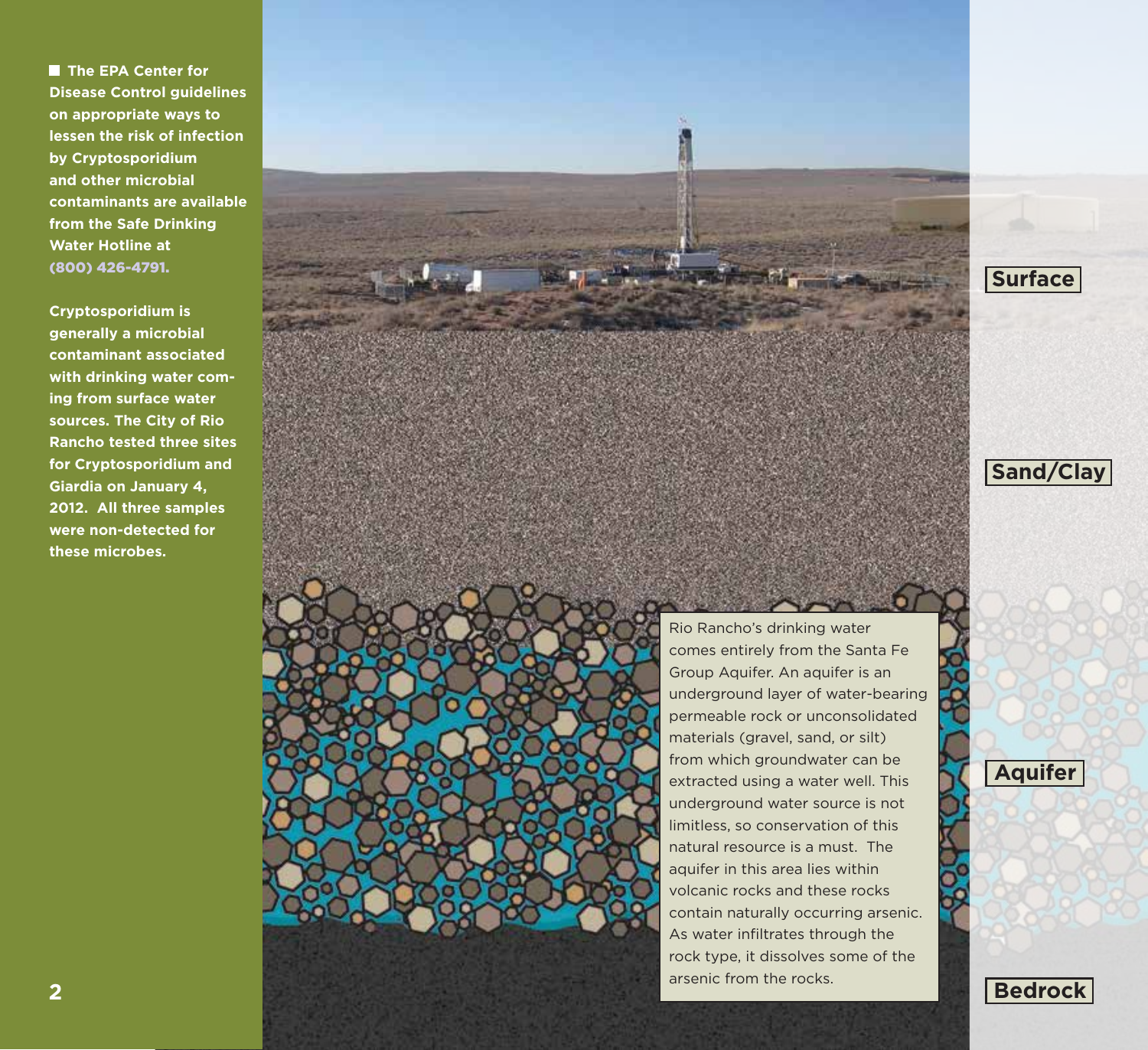■ **The EPA Center for Disease Control guidelines on appropriate ways to lessen the risk of infection by Cryptosporidium and other microbial contaminants are available from the Safe Drinking Water Hotline at (800) 426-4791.**

**Cryptosporidium is generally a microbial contaminant associated with drinking water coming from surface water sources. The City of Rio Rancho tested three sites for Cryptosporidium and Giardia on January 4, 2012. All three samples were non-detected for these microbes.**

Surface

Sand/Clay

Aquifer

Bedrock

Rio Rancho's drinking water comes entirely from the Santa Fe Group Aquifer. An aquifer is an underground layer of water-bearing permeable rock or unconsolidated materials (gravel, sand, or silt) from which groundwater can be extracted using a water well. This underground water source is not limitless, so conservation of this natural resource is a must. The aquifer in this area lies within volcanic rocks and these rocks contain naturally occurring arsenic. As water infiltrates through the rock type, it dissolves some of the arsenic from the rocks.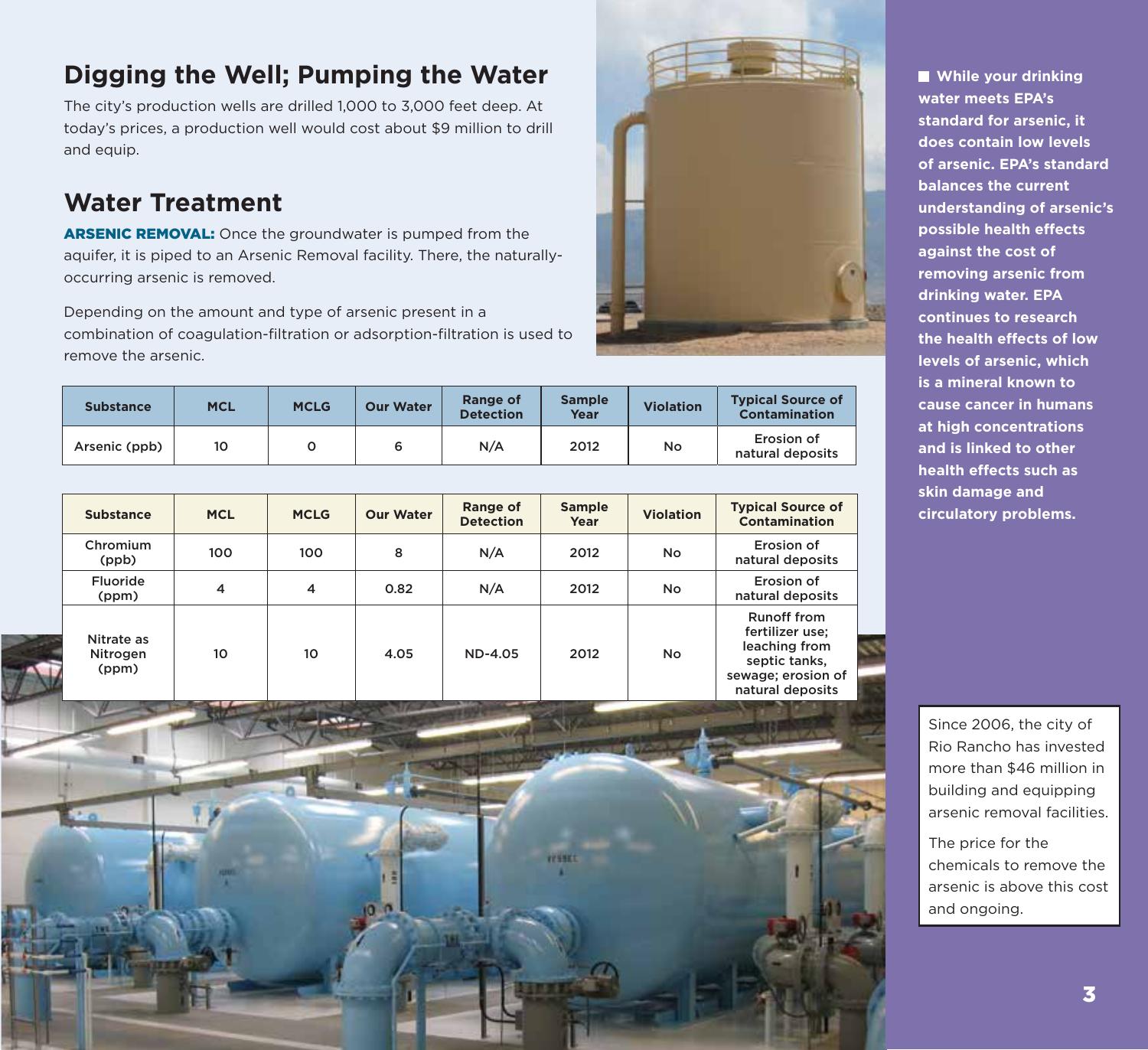## Digging the Well; Pumping the Water

The city's production wells are drilled 1,000 to 3,000 feet deep. At today's prices, a production well would cost about $9 million to drill and equip.

## Water Treatment

**ARSENIC REMOVAL:** Once the groundwater is pumped from the aquifer, it is piped to an Arsenic Removal facility. There, the naturally-occurring arsenic is removed.

Depending on the amount and type of arsenic present in a combination of coagulation-filtration or adsorption-filtration is used to remove the arsenic.

| Substance | MCL | MCLG | Our Water | Range of Detection | Sample Year | Violation | Typical Source of Contamination |
|---|---|---|---|---|---|---|---|
| Arsenic (ppb) | 10 | 0 | 6 | N/A | 2012 | No | Erosion of natural deposits |

| Substance | MCL | MCLG | Our Water | Range of Detection | Sample Year | Violation | Typical Source of Contamination |
|---|---|---|---|---|---|---|---|
| Chromium (ppb) | 100 | 100 | 8 | N/A | 2012 | No | Erosion of natural deposits |
| Fluoride (ppm) | 4 | 4 | 0.82 | N/A | 2012 | No | Erosion of natural deposits |
| Nitrate as Nitrogen (ppm) | 10 | 10 | 4.05 | ND-4.05 | 2012 | No | Runoff from fertilizer use; leaching from septic tanks, sewage; erosion of natural deposits |

**While your drinking water meets EPA's standard for arsenic, it does contain low levels of arsenic. EPA's standard balances the current understanding of arsenic's possible health effects against the cost of removing arsenic from drinking water. EPA continues to research the health effects of low levels of arsenic, which is a mineral known to cause cancer in humans at high concentrations and is linked to other health effects such as skin damage and circulatory problems.**

Since 2006, the city of Rio Rancho has invested more than $46 million in building and equipping arsenic removal facilities.

The price for the chemicals to remove the arsenic is above this cost and ongoing.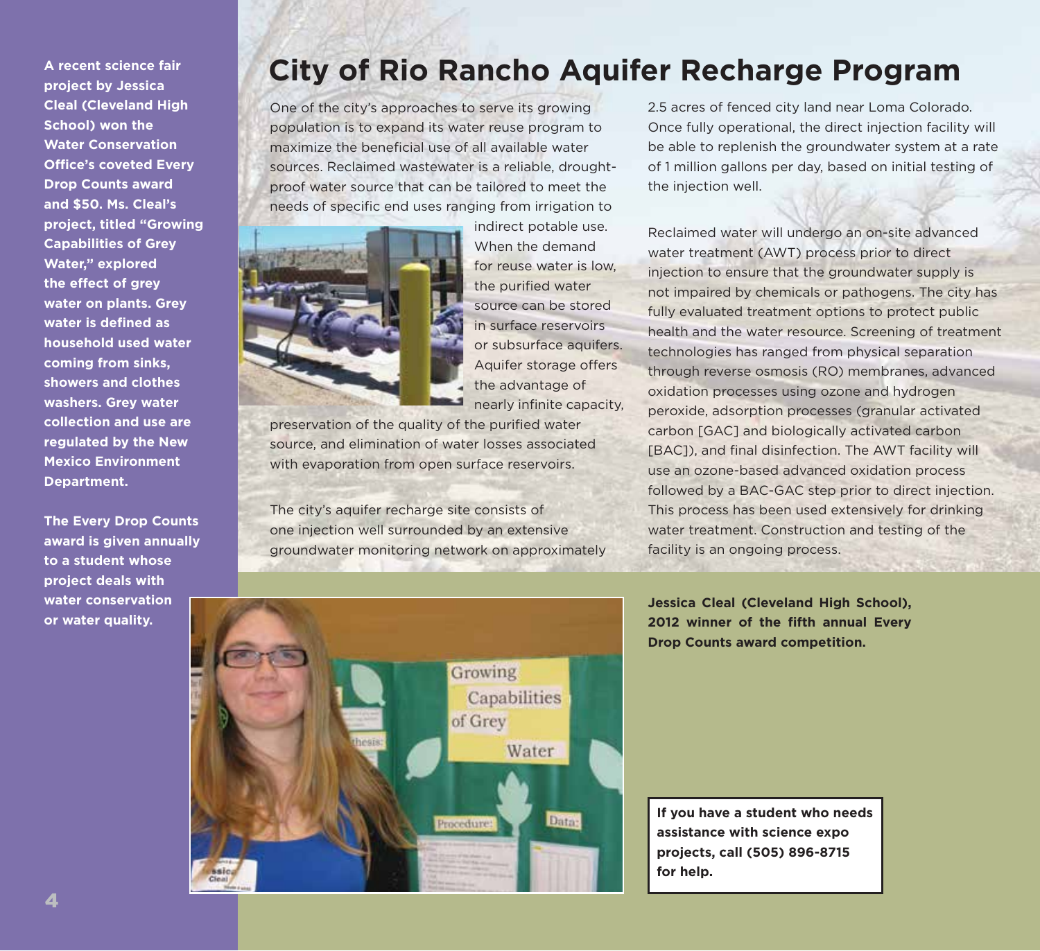**A recent science fair project by Jessica Cleal (Cleveland High School) won the Water Conservation Office's coveted Every Drop Counts award and $50. Ms. Cleal's project, titled "Growing Capabilities of Grey Water," explored the effect of grey water on plants. Grey water is defined as household used water coming from sinks, showers and clothes washers. Grey water collection and use are regulated by the New Mexico Environment Department.**

**The Every Drop Counts award is given annually to a student whose project deals with water conservation or water quality.**

# City of Rio Rancho Aquifer Recharge Program

One of the city's approaches to serve its growing population is to expand its water reuse program to maximize the beneficial use of all available water sources. Reclaimed wastewater is a reliable, drought-proof water source that can be tailored to meet the needs of specific end uses ranging from irrigation to indirect potable use. When the demand for reuse water is low, the purified water source can be stored in surface reservoirs or subsurface aquifers. Aquifer storage offers the advantage of nearly infinite capacity, preservation of the quality of the purified water source, and elimination of water losses associated with evaporation from open surface reservoirs.

The city's aquifer recharge site consists of one injection well surrounded by an extensive groundwater monitoring network on approximately 2.5 acres of fenced city land near Loma Colorado. Once fully operational, the direct injection facility will be able to replenish the groundwater system at a rate of 1 million gallons per day, based on initial testing of the injection well.

Reclaimed water will undergo an on-site advanced water treatment (AWT) process prior to direct injection to ensure that the groundwater supply is not impaired by chemicals or pathogens. The city has fully evaluated treatment options to protect public health and the water resource. Screening of treatment technologies has ranged from physical separation through reverse osmosis (RO) membranes, advanced oxidation processes using ozone and hydrogen peroxide, adsorption processes (granular activated carbon [GAC] and biologically activated carbon [BAC]), and final disinfection. The AWT facility will use an ozone-based advanced oxidation process followed by a BAC-GAC step prior to direct injection. This process has been used extensively for drinking water treatment. Construction and testing of the facility is an ongoing process.

**Jessica Cleal (Cleveland High School), 2012 winner of the fifth annual Every Drop Counts award competition.**

**If you have a student who needs assistance with science expo projects, call (505) 896-8715 for help.**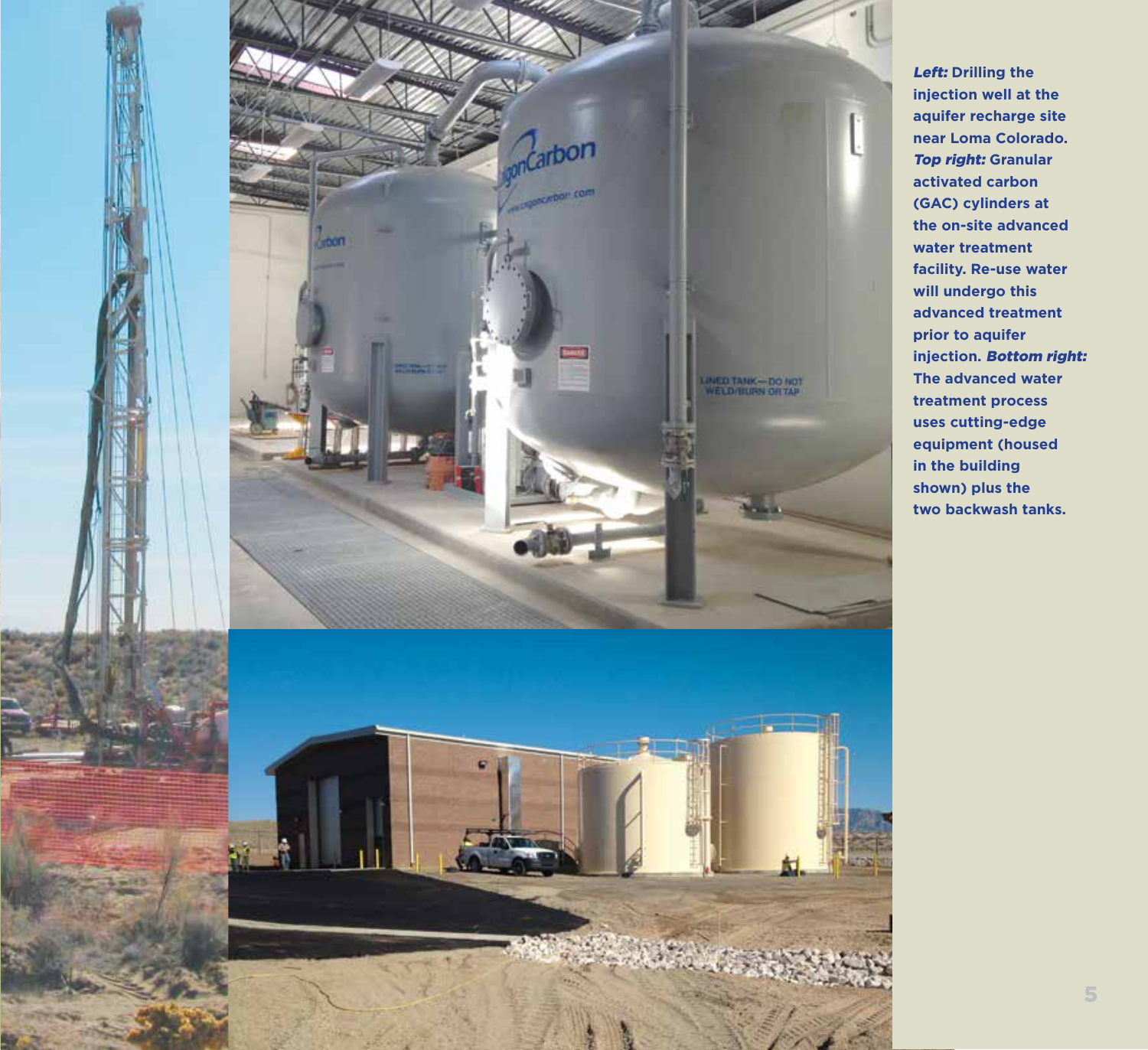***Left:*** **Drilling the injection well at the aquifer recharge site near Loma Colorado.** ***Top right:*** **Granular activated carbon (GAC) cylinders at the on-site advanced water treatment facility. Re-use water will undergo this advanced treatment prior to aquifer injection.** ***Bottom right:*** **The advanced water treatment process uses cutting-edge equipment (housed in the building shown) plus the two backwash tanks.**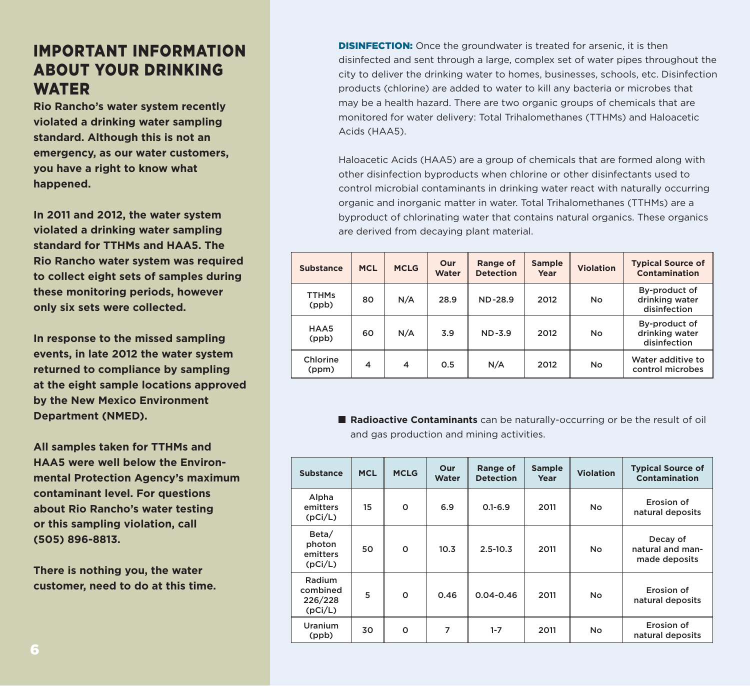## IMPORTANT INFORMATION ABOUT YOUR DRINKING WATER

**Rio Rancho's water system recently violated a drinking water sampling standard. Although this is not an emergency, as our water customers, you have a right to know what happened.**

**In 2011 and 2012, the water system violated a drinking water sampling standard for TTHMs and HAA5. The Rio Rancho water system was required to collect eight sets of samples during these monitoring periods, however only six sets were collected.**

**In response to the missed sampling events, in late 2012 the water system returned to compliance by sampling at the eight sample locations approved by the New Mexico Environment Department (NMED).**

**All samples taken for TTHMs and HAA5 were well below the Environmental Protection Agency's maximum contaminant level. For questions about Rio Rancho's water testing or this sampling violation, call (505) 896-8813.**

**There is nothing you, the water customer, need to do at this time.**

**DISINFECTION:** Once the groundwater is treated for arsenic, it is then disinfected and sent through a large, complex set of water pipes throughout the city to deliver the drinking water to homes, businesses, schools, etc. Disinfection products (chlorine) are added to water to kill any bacteria or microbes that may be a health hazard. There are two organic groups of chemicals that are monitored for water delivery: Total Trihalomethanes (TTHMs) and Haloacetic Acids (HAA5).

Haloacetic Acids (HAA5) are a group of chemicals that are formed along with other disinfection byproducts when chlorine or other disinfectants used to control microbial contaminants in drinking water react with naturally occurring organic and inorganic matter in water. Total Trihalomethanes (TTHMs) are a byproduct of chlorinating water that contains natural organics. These organics are derived from decaying plant material.

| Substance | MCL | MCLG | Our Water | Range of Detection | Sample Year | Violation | Typical Source of Contamination |
|---|---|---|---|---|---|---|---|
| TTHMs (ppb) | 80 | N/A | 28.9 | ND-28.9 | 2012 | No | By-product of drinking water disinfection |
| HAA5 (ppb) | 60 | N/A | 3.9 | ND-3.9 | 2012 | No | By-product of drinking water disinfection |
| Chlorine (ppm) | 4 | 4 | 0.5 | N/A | 2012 | No | Water additive to control microbes |

- **Radioactive Contaminants** can be naturally-occurring or be the result of oil and gas production and mining activities.

| Substance | MCL | MCLG | Our Water | Range of Detection | Sample Year | Violation | Typical Source of Contamination |
|---|---|---|---|---|---|---|---|
| Alpha emitters (pCi/L) | 15 | 0 | 6.9 | 0.1-6.9 | 2011 | No | Erosion of natural deposits |
| Beta/ photon emitters (pCi/L) | 50 | 0 | 10.3 | 2.5-10.3 | 2011 | No | Decay of natural and man-made deposits |
| Radium combined 226/228 (pCi/L) | 5 | 0 | 0.46 | 0.04-0.46 | 2011 | No | Erosion of natural deposits |
| Uranium (ppb) | 30 | 0 | 7 | 1-7 | 2011 | No | Erosion of natural deposits |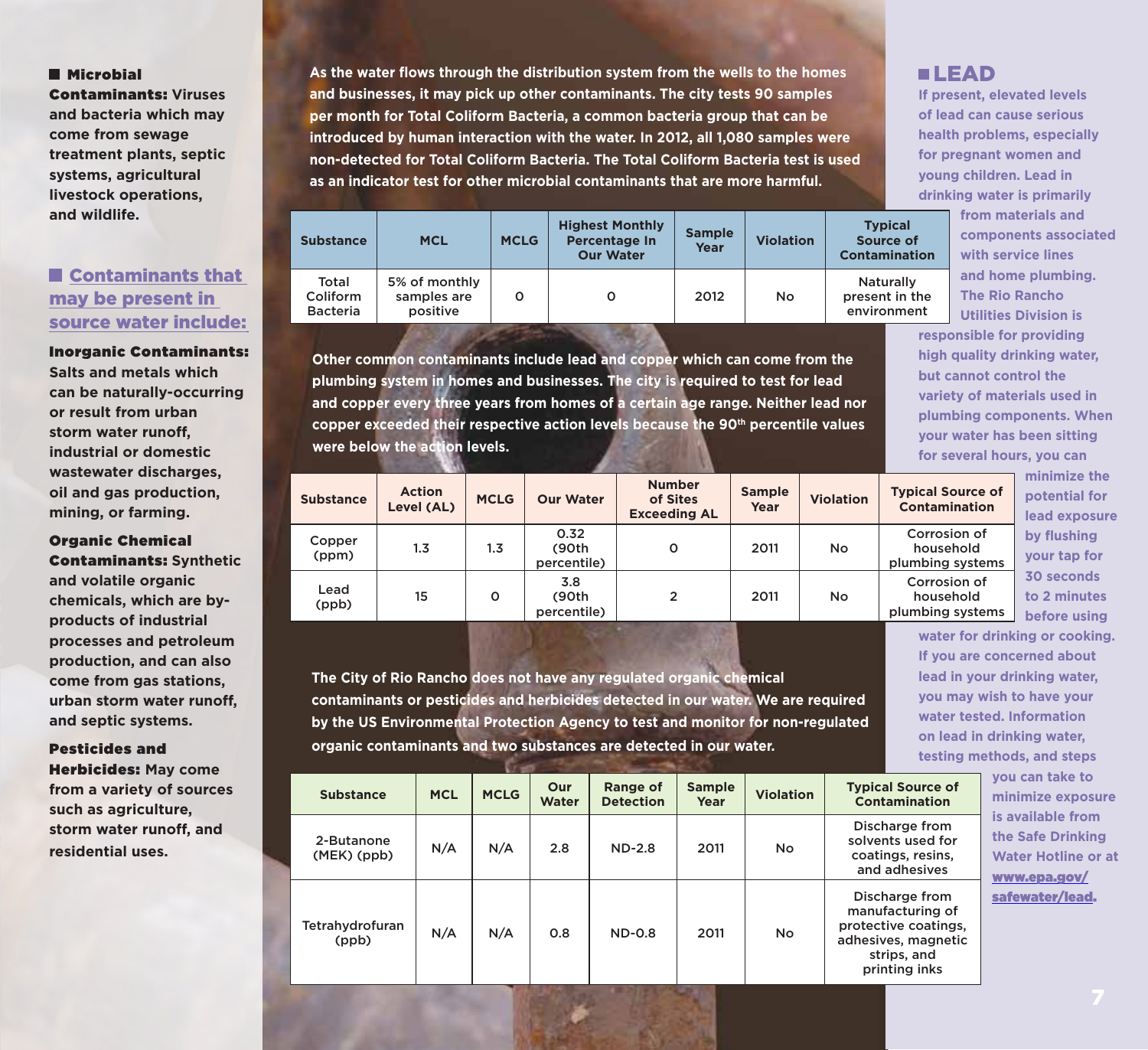**Microbial Contaminants:** Viruses and bacteria which may come from sewage treatment plants, septic systems, agricultural livestock operations, and wildlife.

## Contaminants that may be present in source water include:

**Inorganic Contaminants:** Salts and metals which can be naturally-occurring or result from urban storm water runoff, industrial or domestic wastewater discharges, oil and gas production, mining, or farming.

**Organic Chemical Contaminants:** Synthetic and volatile organic chemicals, which are by-products of industrial processes and petroleum production, and can also come from gas stations, urban storm water runoff, and septic systems.

**Pesticides and Herbicides:** May come from a variety of sources such as agriculture, storm water runoff, and residential uses.

As the water flows through the distribution system from the wells to the homes and businesses, it may pick up other contaminants. The city tests 90 samples per month for Total Coliform Bacteria, a common bacteria group that can be introduced by human interaction with the water. In 2012, all 1,080 samples were non-detected for Total Coliform Bacteria. The Total Coliform Bacteria test is used as an indicator test for other microbial contaminants that are more harmful.

| Substance | MCL | MCLG | Highest Monthly Percentage In Our Water | Sample Year | Violation | Typical Source of Contamination |
|---|---|---|---|---|---|---|
| Total Coliform Bacteria | 5% of monthly samples are positive | 0 | 0 | 2012 | No | Naturally present in the environment |

Other common contaminants include lead and copper which can come from the plumbing system in homes and businesses. The city is required to test for lead and copper every three years from homes of a certain age range. Neither lead nor copper exceeded their respective action levels because the 90th percentile values were below the action levels.

| Substance | Action Level (AL) | MCLG | Our Water | Number of Sites Exceeding AL | Sample Year | Violation | Typical Source of Contamination |
|---|---|---|---|---|---|---|---|
| Copper (ppm) | 1.3 | 1.3 | 0.32 (90th percentile) | 0 | 2011 | No | Corrosion of household plumbing systems |
| Lead (ppb) | 15 | 0 | 3.8 (90th percentile) | 2 | 2011 | No | Corrosion of household plumbing systems |

The City of Rio Rancho does not have any regulated organic chemical contaminants or pesticides and herbicides detected in our water. We are required by the US Environmental Protection Agency to test and monitor for non-regulated organic contaminants and two substances are detected in our water.

| Substance | MCL | MCLG | Our Water | Range of Detection | Sample Year | Violation | Typical Source of Contamination |
|---|---|---|---|---|---|---|---|
| 2-Butanone (MEK) (ppb) | N/A | N/A | 2.8 | ND-2.8 | 2011 | No | Discharge from solvents used for coatings, resins, and adhesives |
| Tetrahydrofuran (ppb) | N/A | N/A | 0.8 | ND-0.8 | 2011 | No | Discharge from manufacturing of protective coatings, adhesives, magnetic strips, and printing inks |

## LEAD

If present, elevated levels of lead can cause serious health problems, especially for pregnant women and young children. Lead in drinking water is primarily from materials and components associated with service lines and home plumbing. The Rio Rancho Utilities Division is responsible for providing high quality drinking water, but cannot control the variety of materials used in plumbing components. When your water has been sitting for several hours, you can minimize the potential for lead exposure by flushing your tap for 30 seconds to 2 minutes before using water for drinking or cooking. If you are concerned about lead in your drinking water, you may wish to have your water tested. Information on lead in drinking water, testing methods, and steps you can take to minimize exposure is available from the Safe Drinking Water Hotline or at www.epa.gov/safewater/lead.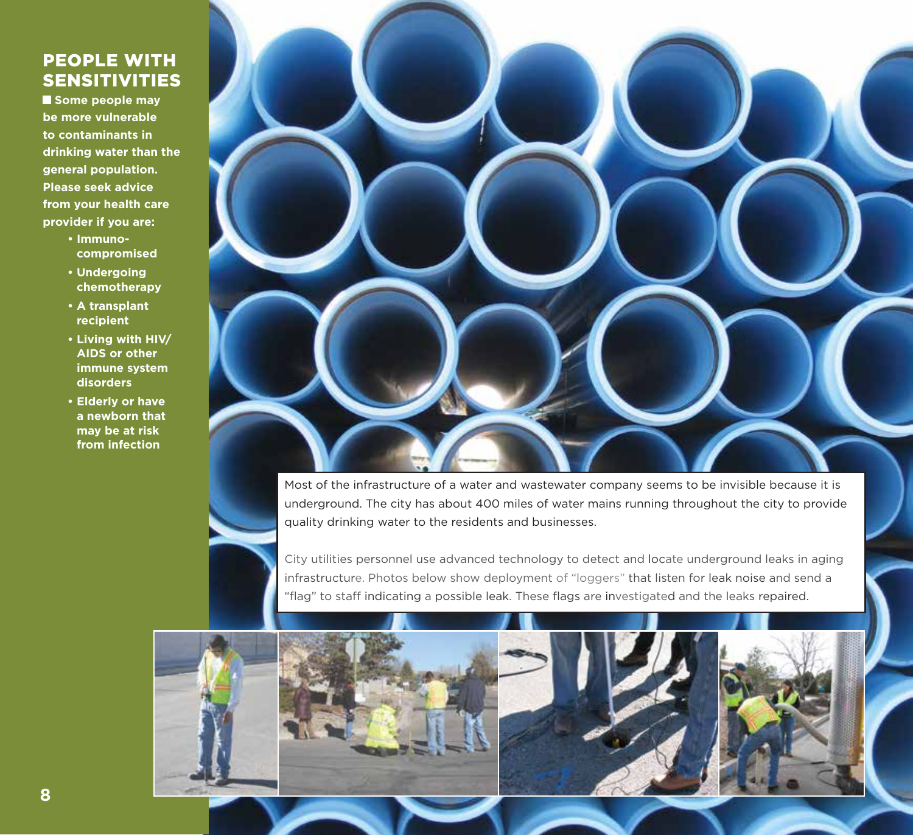## PEOPLE WITH SENSITIVITIES

**Some people may be more vulnerable to contaminants in drinking water than the general population. Please seek advice from your health care provider if you are:**

- **Immuno-compromised**
- **Undergoing chemotherapy**
- **A transplant recipient**
- **Living with HIV/AIDS or other immune system disorders**
- **Elderly or have a newborn that may be at risk from infection**

Most of the infrastructure of a water and wastewater company seems to be invisible because it is underground. The city has about 400 miles of water mains running throughout the city to provide quality drinking water to the residents and businesses.

City utilities personnel use advanced technology to detect and locate underground leaks in aging infrastructure. Photos below show deployment of "loggers" that listen for leak noise and send a "flag" to staff indicating a possible leak. These flags are investigated and the leaks repaired.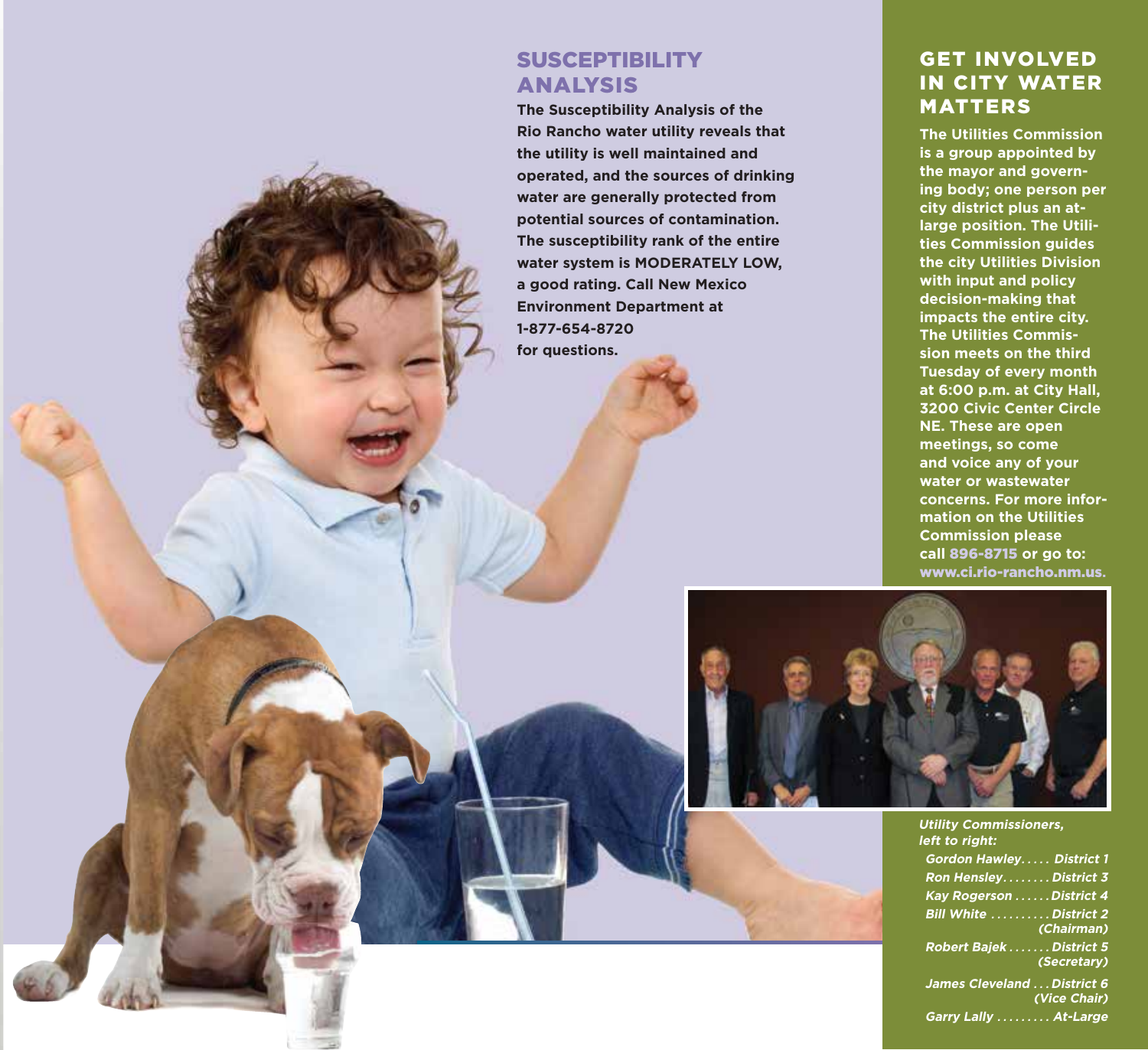## SUSCEPTIBILITY ANALYSIS

**The Susceptibility Analysis of the Rio Rancho water utility reveals that the utility is well maintained and operated, and the sources of drinking water are generally protected from potential sources of contamination. The susceptibility rank of the entire water system is MODERATELY LOW, a good rating. Call New Mexico Environment Department at 1-877-654-8720 for questions.**

## GET INVOLVED IN CITY WATER MATTERS

**The Utilities Commission is a group appointed by the mayor and governing body; one person per city district plus an at-large position. The Utilities Commission guides the city Utilities Division with input and policy decision-making that impacts the entire city. The Utilities Commission meets on the third Tuesday of every month at 6:00 p.m. at City Hall, 3200 Civic Center Circle NE. These are open meetings, so come and voice any of your water or wastewater concerns. For more information on the Utilities Commission please call 896-8715 or go to: www.ci.rio-rancho.nm.us.**

*Utility Commissioners, left to right:*

*Gordon Hawley . . . . . District 1*
*Ron Hensley . . . . . . . . District 3*
*Kay Rogerson . . . . . . District 4*
*Bill White . . . . . . . . . . District 2 (Chairman)*
*Robert Bajek . . . . . . . District 5 (Secretary)*
*James Cleveland . . . District 6 (Vice Chair)*
*Garry Lally . . . . . . . . . At-Large*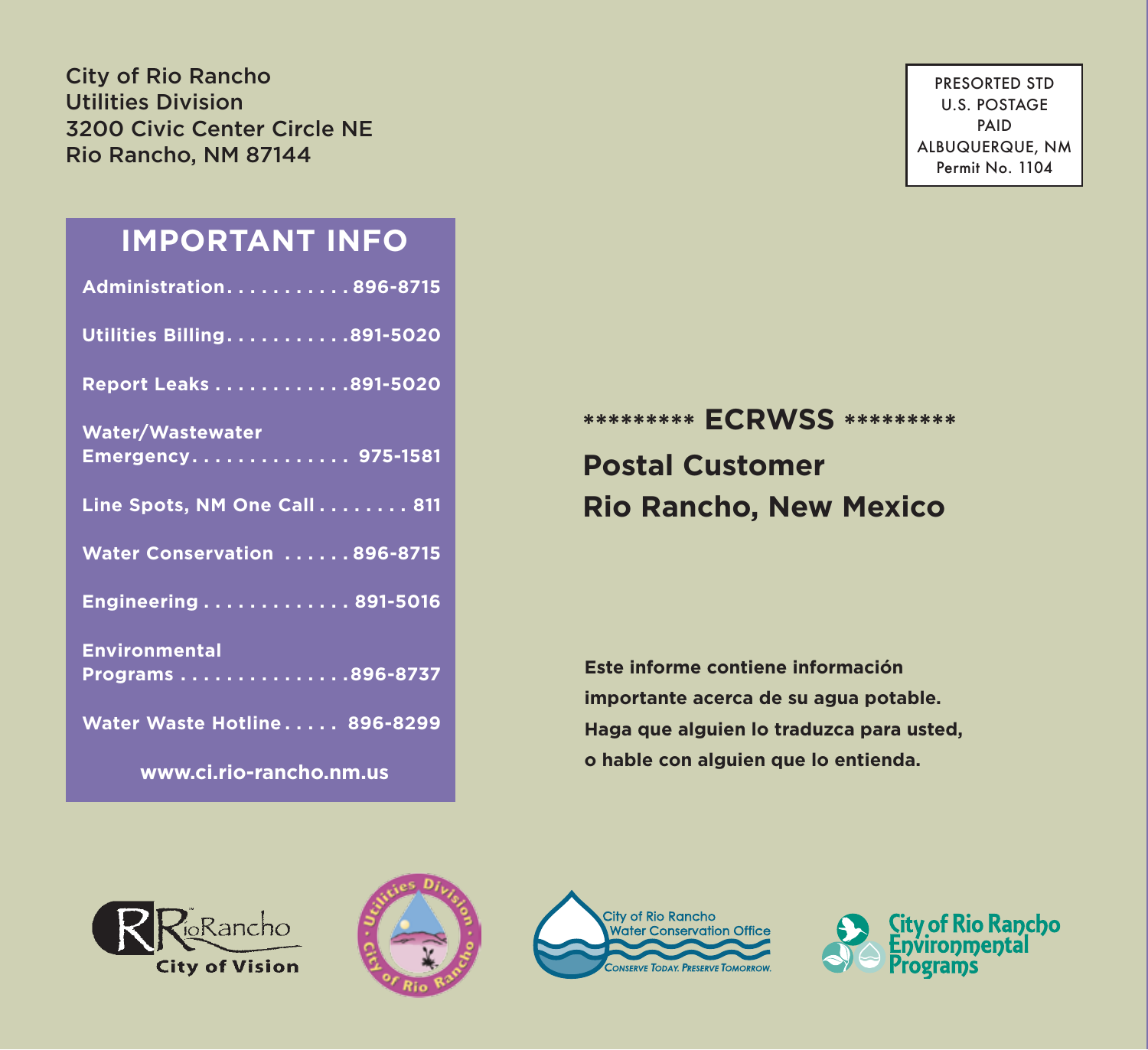City of Rio Rancho
Utilities Division
3200 Civic Center Circle NE
Rio Rancho, NM 87144

PRESORTED STD
U.S. POSTAGE
PAID
ALBUQUERQUE, NM
Permit No. 1104

## IMPORTANT INFO

| | |
|---|---|
| Administration | 896-8715 |
| Utilities Billing | 891-5020 |
| Report Leaks | 891-5020 |
| Water/Wastewater Emergency | 975-1581 |
| Line Spots, NM One Call | 811 |
| Water Conservation | 896-8715 |
| Engineering | 891-5016 |
| Environmental Programs | 896-8737 |
| Water Waste Hotline | 896-8299 |

www.ci.rio-rancho.nm.us

********* **ECRWSS** *********

**Postal Customer**
**Rio Rancho, New Mexico**

**Este informe contiene información importante acerca de su agua potable. Haga que alguien lo traduzca para usted, o hable con alguien que lo entienda.**

RioRancho City of Vision

Utilities Division City of Rio Rancho

City of Rio Rancho Water Conservation Office
CONSERVE TODAY. PRESERVE TOMORROW.

City of Rio Rancho Environmental Programs